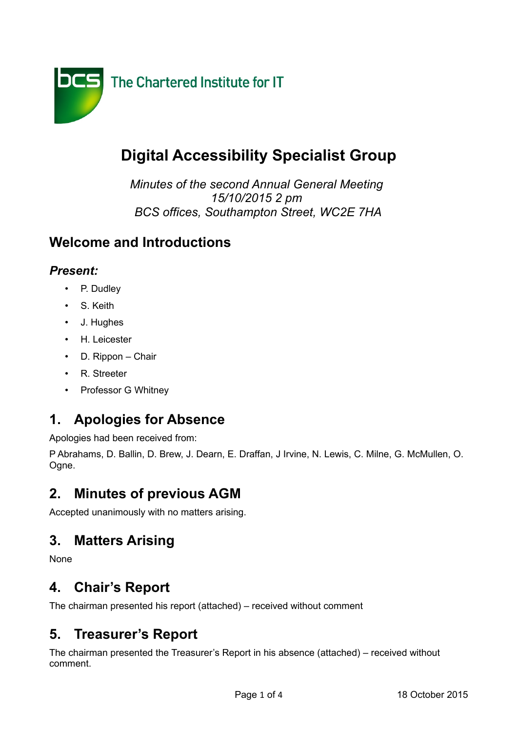bcs The Chartered Institute for IT

# Digital Accessibility Specialist Group

*Minutes of the second Annual General Meeting*
*15/10/2015 2 pm*
*BCS offices, Southampton Street, WC2E 7HA*

## Welcome and Introductions

### *Present:*

- P. Dudley
- S. Keith
- J. Hughes
- H. Leicester
- D. Rippon – Chair
- R. Streeter
- Professor G Whitney

## 1. Apologies for Absence

Apologies had been received from:

P Abrahams, D. Ballin, D. Brew, J. Dearn, E. Draffan, J Irvine, N. Lewis, C. Milne, G. McMullen, O. Ogne.

## 2. Minutes of previous AGM

Accepted unanimously with no matters arising.

## 3. Matters Arising

None

## 4. Chair's Report

The chairman presented his report (attached) – received without comment

## 5. Treasurer's Report

The chairman presented the Treasurer's Report in his absence (attached) – received without comment.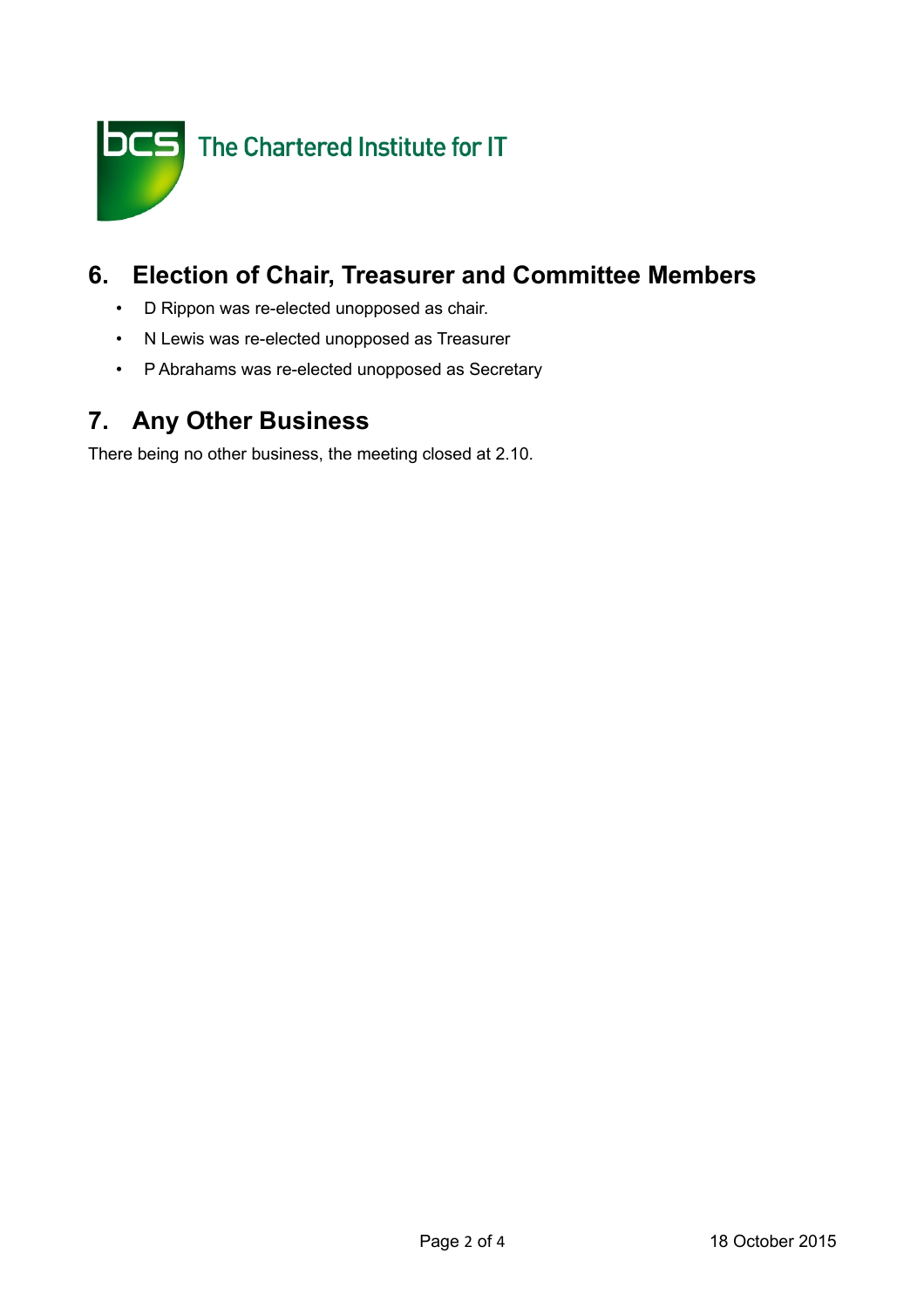## 6. Election of Chair, Treasurer and Committee Members

- D Rippon was re-elected unopposed as chair.
- N Lewis was re-elected unopposed as Treasurer
- P Abrahams was re-elected unopposed as Secretary

## 7. Any Other Business

There being no other business, the meeting closed at 2.10.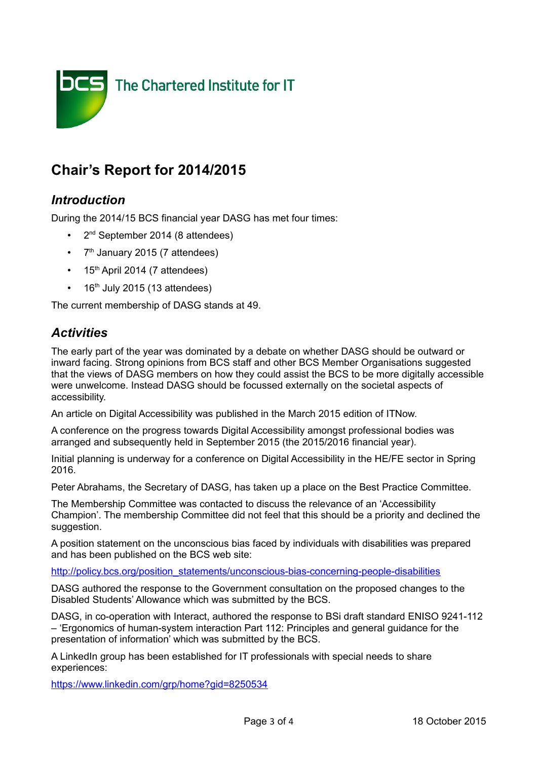The Chartered Institute for IT

# Chair's Report for 2014/2015

## *Introduction*

During the 2014/15 BCS financial year DASG has met four times:

- 2nd September 2014 (8 attendees)
- 7th January 2015 (7 attendees)
- 15th April 2014 (7 attendees)
- 16th July 2015 (13 attendees)

The current membership of DASG stands at 49.

## *Activities*

The early part of the year was dominated by a debate on whether DASG should be outward or inward facing. Strong opinions from BCS staff and other BCS Member Organisations suggested that the views of DASG members on how they could assist the BCS to be more digitally accessible were unwelcome. Instead DASG should be focussed externally on the societal aspects of accessibility.

An article on Digital Accessibility was published in the March 2015 edition of ITNow.

A conference on the progress towards Digital Accessibility amongst professional bodies was arranged and subsequently held in September 2015 (the 2015/2016 financial year).

Initial planning is underway for a conference on Digital Accessibility in the HE/FE sector in Spring 2016.

Peter Abrahams, the Secretary of DASG, has taken up a place on the Best Practice Committee.

The Membership Committee was contacted to discuss the relevance of an 'Accessibility Champion'. The membership Committee did not feel that this should be a priority and declined the suggestion.

A position statement on the unconscious bias faced by individuals with disabilities was prepared and has been published on the BCS web site:

http://policy.bcs.org/position_statements/unconscious-bias-concerning-people-disabilities

DASG authored the response to the Government consultation on the proposed changes to the Disabled Students' Allowance which was submitted by the BCS.

DASG, in co-operation with Interact, authored the response to BSi draft standard ENISO 9241-112 – 'Ergonomics of human-system interaction Part 112: Principles and general guidance for the presentation of information' which was submitted by the BCS.

A LinkedIn group has been established for IT professionals with special needs to share experiences:

https://www.linkedin.com/grp/home?gid=8250534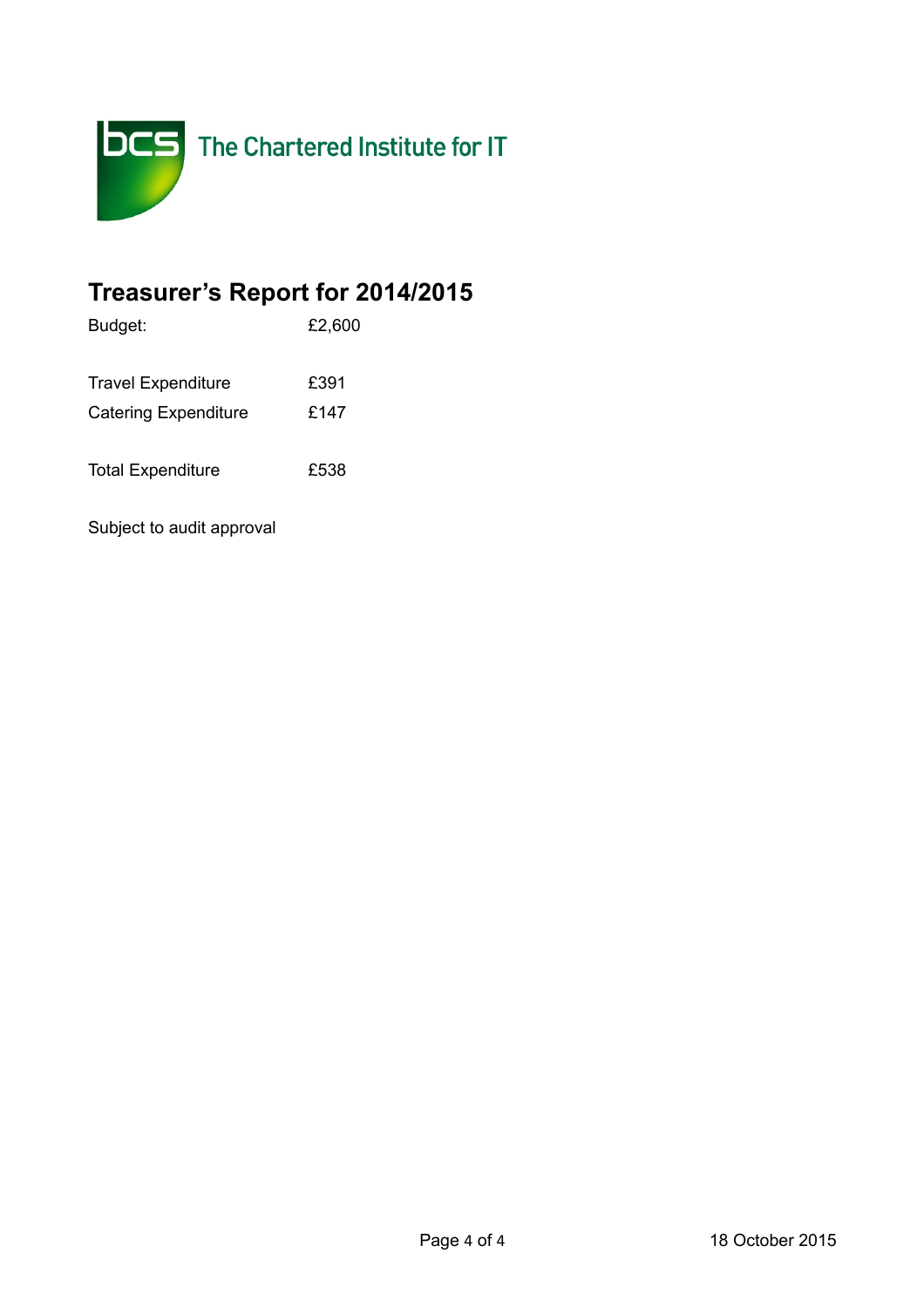bcs The Chartered Institute for IT

## Treasurer's Report for 2014/2015

| | |
|---|---|
| Budget: | £2,600 |
| | |
| Travel Expenditure | £391 |
| Catering Expenditure | £147 |
| | |
| Total Expenditure | £538 |

Subject to audit approval

18 October 2015